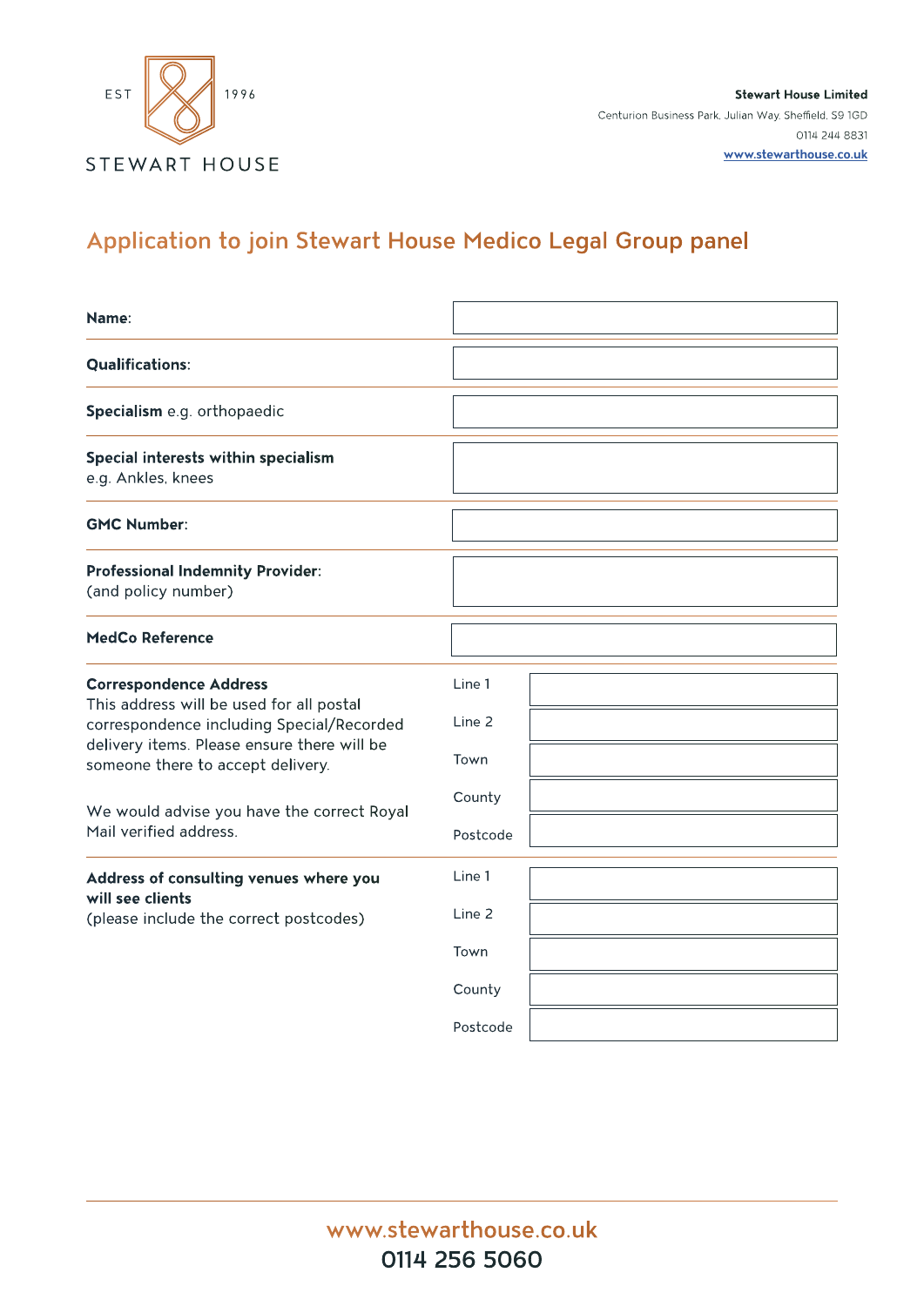EST 1996

STEWART HOUSE

**Stewart House Limited**
Centurion Business Park, Julian Way, Sheffield, S9 1GD
0114 244 8831
www.stewarthouse.co.uk

# Application to join Stewart House Medico Legal Group panel

| | |
|---|---|
| **Name:** | |
| **Qualifications:** | |
| **Specialism** e.g. orthopaedic | |
| **Special interests within specialism** e.g. Ankles, knees | |
| **GMC Number:** | |
| **Professional Indemnity Provider:** (and policy number) | |
| **MedCo Reference** | |

**Correspondence Address**
This address will be used for all postal correspondence including Special/Recorded delivery items. Please ensure there will be someone there to accept delivery.

We would advise you have the correct Royal Mail verified address.

| | |
|---|---|
| Line 1 | |
| Line 2 | |
| Town | |
| County | |
| Postcode | |

**Address of consulting venues where you will see clients**
(please include the correct postcodes)

| | |
|---|---|
| Line 1 | |
| Line 2 | |
| Town | |
| County | |
| Postcode | |

www.stewarthouse.co.uk
0114 256 5060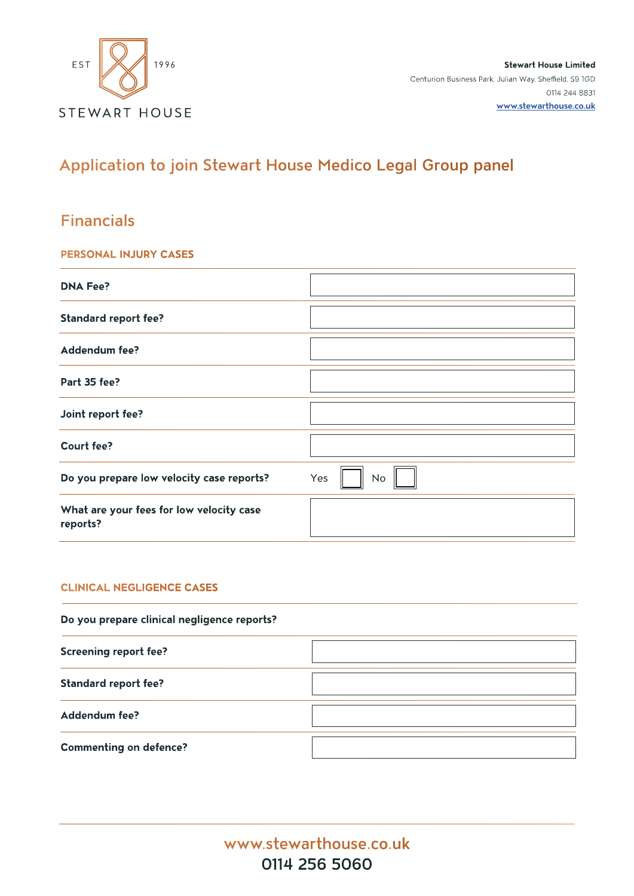STEWART HOUSE

EST 1996

**Stewart House Limited**
Centurion Business Park, Julian Way, Sheffield, S9 1GD
0114 244 8831
www.stewarthouse.co.uk

# Application to join Stewart House Medico Legal Group panel

## Financials

### PERSONAL INJURY CASES

| | |
|---|---|
| **DNA Fee?** | |
| **Standard report fee?** | |
| **Addendum fee?** | |
| **Part 35 fee?** | |
| **Joint report fee?** | |
| **Court fee?** | |
| **Do you prepare low velocity case reports?** | Yes ☐ No ☐ |
| **What are your fees for low velocity case reports?** | |

### CLINICAL NEGLIGENCE CASES

| | |
|---|---|
| **Do you prepare clinical negligence reports?** | |
| **Screening report fee?** | |
| **Standard report fee?** | |
| **Addendum fee?** | |
| **Commenting on defence?** | |

www.stewarthouse.co.uk
0114 256 5060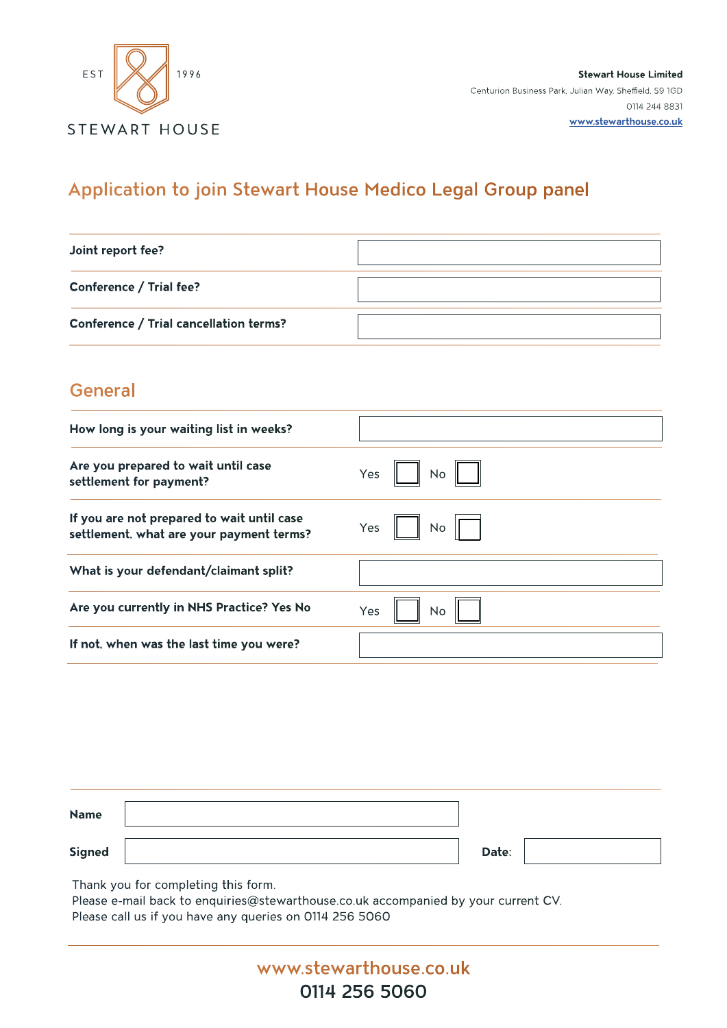EST 1996

STEWART HOUSE

**Stewart House Limited**
Centurion Business Park, Julian Way, Sheffield, S9 1GD
0114 244 8831
www.stewarthouse.co.uk

# Application to join Stewart House Medico Legal Group panel

| | |
|---|---|
| **Joint report fee?** | |
| **Conference / Trial fee?** | |
| **Conference / Trial cancellation terms?** | |

## General

| | |
|---|---|
| **How long is your waiting list in weeks?** | |
| **Are you prepared to wait until case settlement for payment?** | Yes ☐ No ☐ |
| **If you are not prepared to wait until case settlement, what are your payment terms?** | Yes ☐ No ☐ |
| **What is your defendant/claimant split?** | |
| **Are you currently in NHS Practice? Yes No** | Yes ☐ No ☐ |
| **If not, when was the last time you were?** | |

**Name**

**Signed** **Date:**

Thank you for completing this form.
Please e-mail back to enquiries@stewarthouse.co.uk accompanied by your current CV.
Please call us if you have any queries on 0114 256 5060

www.stewarthouse.co.uk
0114 256 5060